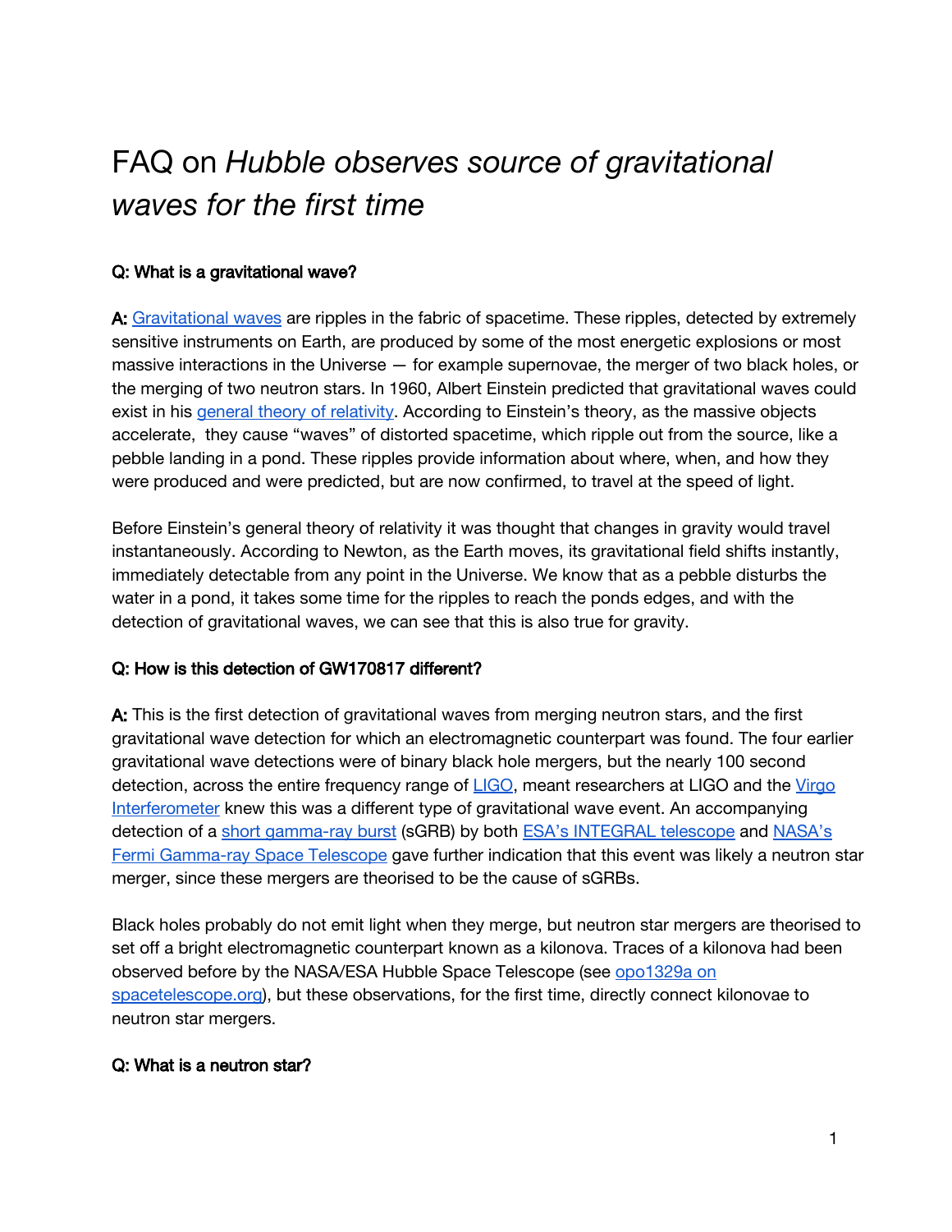# FAQ on *Hubble observes source of gravitational waves for the first time*

**Q: What is a gravitational wave?**

**A:** Gravitational waves are ripples in the fabric of spacetime. These ripples, detected by extremely sensitive instruments on Earth, are produced by some of the most energetic explosions or most massive interactions in the Universe — for example supernovae, the merger of two black holes, or the merging of two neutron stars. In 1960, Albert Einstein predicted that gravitational waves could exist in his general theory of relativity. According to Einstein's theory, as the massive objects accelerate, they cause "waves" of distorted spacetime, which ripple out from the source, like a pebble landing in a pond. These ripples provide information about where, when, and how they were produced and were predicted, but are now confirmed, to travel at the speed of light.

Before Einstein's general theory of relativity it was thought that changes in gravity would travel instantaneously. According to Newton, as the Earth moves, its gravitational field shifts instantly, immediately detectable from any point in the Universe. We know that as a pebble disturbs the water in a pond, it takes some time for the ripples to reach the ponds edges, and with the detection of gravitational waves, we can see that this is also true for gravity.

**Q: How is this detection of GW170817 different?**

**A:** This is the first detection of gravitational waves from merging neutron stars, and the first gravitational wave detection for which an electromagnetic counterpart was found. The four earlier gravitational wave detections were of binary black hole mergers, but the nearly 100 second detection, across the entire frequency range of LIGO, meant researchers at LIGO and the Virgo Interferometer knew this was a different type of gravitational wave event. An accompanying detection of a short gamma-ray burst (sGRB) by both ESA's INTEGRAL telescope and NASA's Fermi Gamma-ray Space Telescope gave further indication that this event was likely a neutron star merger, since these mergers are theorised to be the cause of sGRBs.

Black holes probably do not emit light when they merge, but neutron star mergers are theorised to set off a bright electromagnetic counterpart known as a kilonova. Traces of a kilonova had been observed before by the NASA/ESA Hubble Space Telescope (see opo1329a on spacetelescope.org), but these observations, for the first time, directly connect kilonovae to neutron star mergers.

**Q: What is a neutron star?**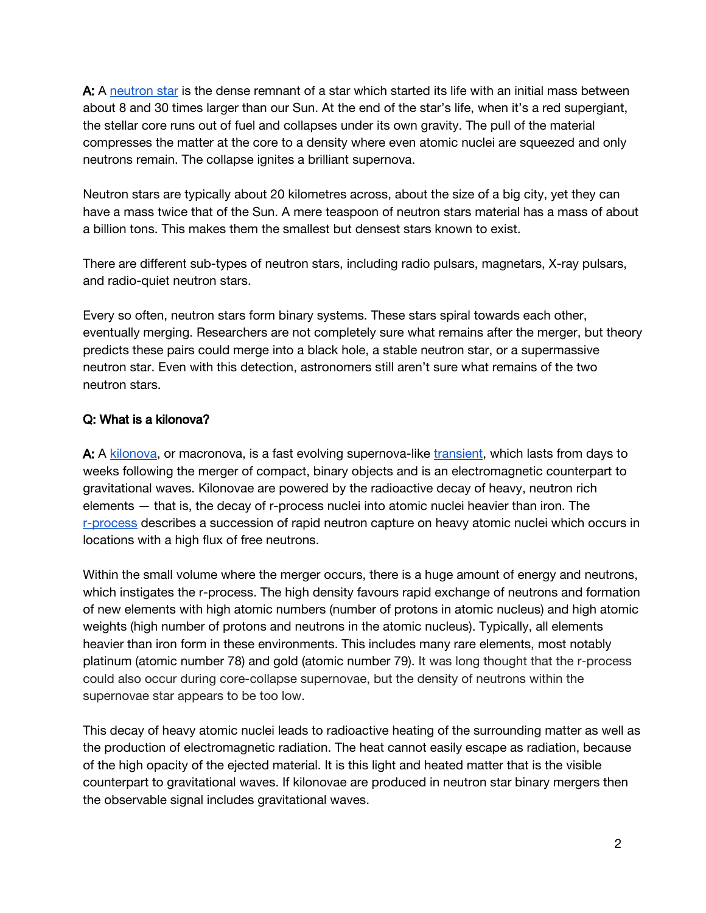**A:** A [neutron star] is the dense remnant of a star which started its life with an initial mass between about 8 and 30 times larger than our Sun. At the end of the star's life, when it's a red supergiant, the stellar core runs out of fuel and collapses under its own gravity. The pull of the material compresses the matter at the core to a density where even atomic nuclei are squeezed and only neutrons remain. The collapse ignites a brilliant supernova.

Neutron stars are typically about 20 kilometres across, about the size of a big city, yet they can have a mass twice that of the Sun. A mere teaspoon of neutron stars material has a mass of about a billion tons. This makes them the smallest but densest stars known to exist.

There are different sub-types of neutron stars, including radio pulsars, magnetars, X-ray pulsars, and radio-quiet neutron stars.

Every so often, neutron stars form binary systems. These stars spiral towards each other, eventually merging. Researchers are not completely sure what remains after the merger, but theory predicts these pairs could merge into a black hole, a stable neutron star, or a supermassive neutron star. Even with this detection, astronomers still aren't sure what remains of the two neutron stars.

**Q: What is a kilonova?**

**A:** A [kilonova], or macronova, is a fast evolving supernova-like [transient], which lasts from days to weeks following the merger of compact, binary objects and is an electromagnetic counterpart to gravitational waves. Kilonovae are powered by the radioactive decay of heavy, neutron rich elements — that is, the decay of r-process nuclei into atomic nuclei heavier than iron. The [r-process] describes a succession of rapid neutron capture on heavy atomic nuclei which occurs in locations with a high flux of free neutrons.

Within the small volume where the merger occurs, there is a huge amount of energy and neutrons, which instigates the r-process. The high density favours rapid exchange of neutrons and formation of new elements with high atomic numbers (number of protons in atomic nucleus) and high atomic weights (high number of protons and neutrons in the atomic nucleus). Typically, all elements heavier than iron form in these environments. This includes many rare elements, most notably platinum (atomic number 78) and gold (atomic number 79). It was long thought that the r-process could also occur during core-collapse supernovae, but the density of neutrons within the supernovae star appears to be too low.

This decay of heavy atomic nuclei leads to radioactive heating of the surrounding matter as well as the production of electromagnetic radiation. The heat cannot easily escape as radiation, because of the high opacity of the ejected material. It is this light and heated matter that is the visible counterpart to gravitational waves. If kilonovae are produced in neutron star binary mergers then the observable signal includes gravitational waves.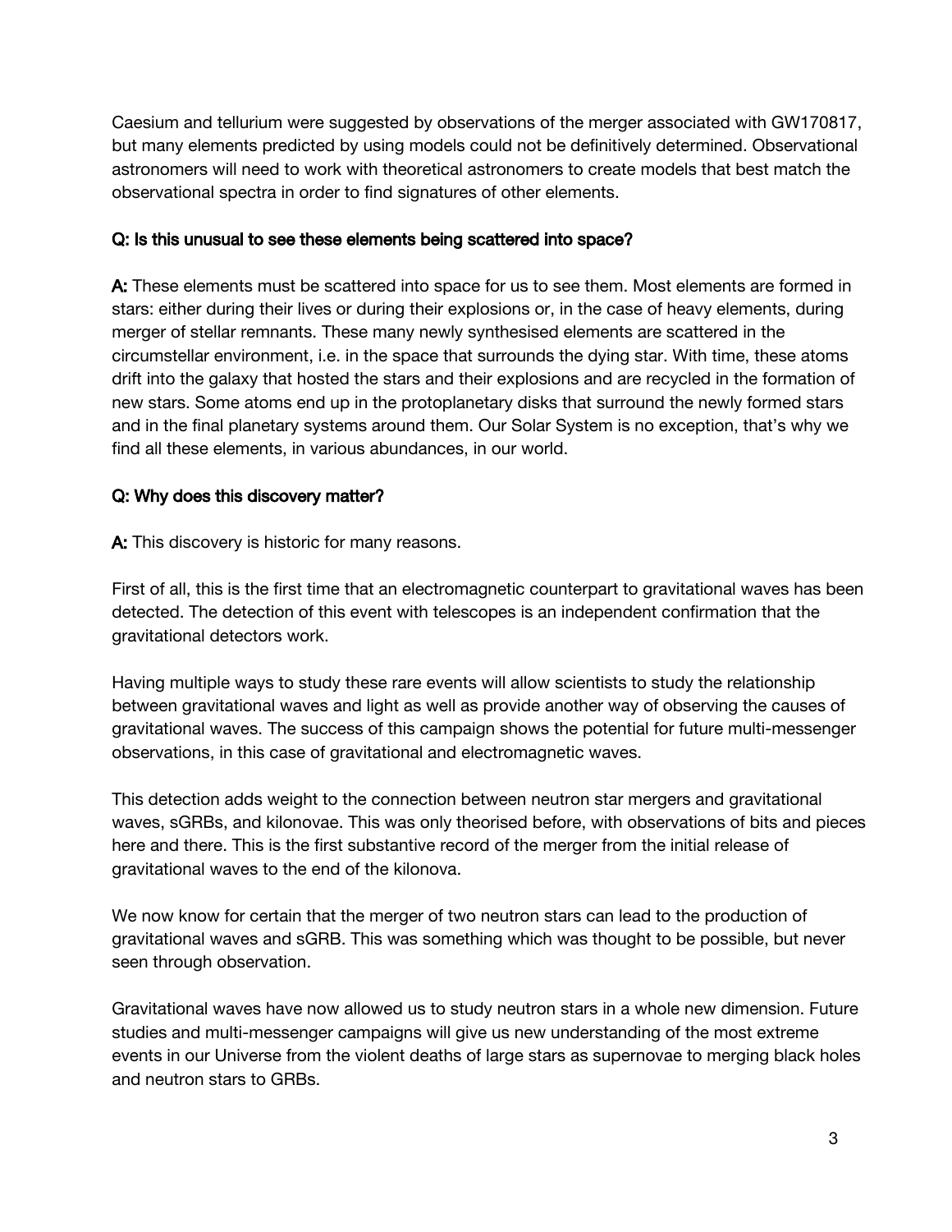Caesium and tellurium were suggested by observations of the merger associated with GW170817, but many elements predicted by using models could not be definitively determined. Observational astronomers will need to work with theoretical astronomers to create models that best match the observational spectra in order to find signatures of other elements.

**Q: Is this unusual to see these elements being scattered into space?**

**A:** These elements must be scattered into space for us to see them. Most elements are formed in stars: either during their lives or during their explosions or, in the case of heavy elements, during merger of stellar remnants. These many newly synthesised elements are scattered in the circumstellar environment, i.e. in the space that surrounds the dying star. With time, these atoms drift into the galaxy that hosted the stars and their explosions and are recycled in the formation of new stars. Some atoms end up in the protoplanetary disks that surround the newly formed stars and in the final planetary systems around them. Our Solar System is no exception, that's why we find all these elements, in various abundances, in our world.

**Q: Why does this discovery matter?**

**A:** This discovery is historic for many reasons.

First of all, this is the first time that an electromagnetic counterpart to gravitational waves has been detected. The detection of this event with telescopes is an independent confirmation that the gravitational detectors work.

Having multiple ways to study these rare events will allow scientists to study the relationship between gravitational waves and light as well as provide another way of observing the causes of gravitational waves. The success of this campaign shows the potential for future multi-messenger observations, in this case of gravitational and electromagnetic waves.

This detection adds weight to the connection between neutron star mergers and gravitational waves, sGRBs, and kilonovae. This was only theorised before, with observations of bits and pieces here and there. This is the first substantive record of the merger from the initial release of gravitational waves to the end of the kilonova.

We now know for certain that the merger of two neutron stars can lead to the production of gravitational waves and sGRB. This was something which was thought to be possible, but never seen through observation.

Gravitational waves have now allowed us to study neutron stars in a whole new dimension. Future studies and multi-messenger campaigns will give us new understanding of the most extreme events in our Universe from the violent deaths of large stars as supernovae to merging black holes and neutron stars to GRBs.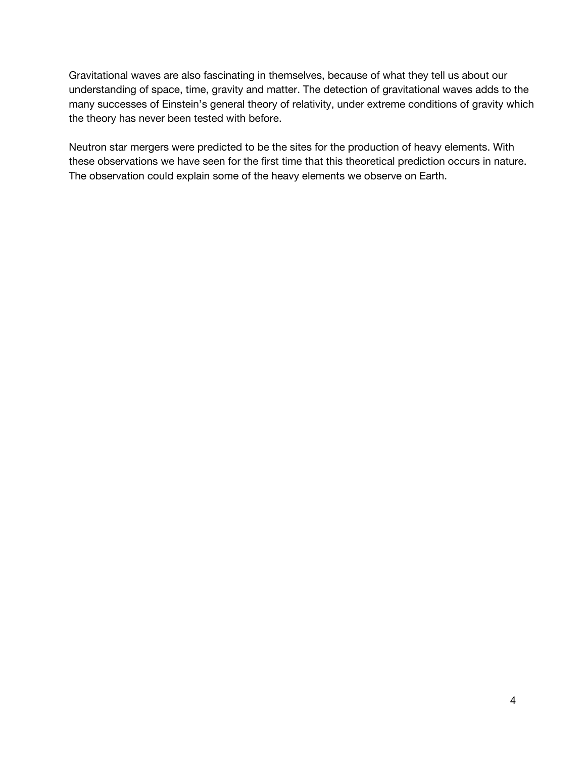Gravitational waves are also fascinating in themselves, because of what they tell us about our understanding of space, time, gravity and matter. The detection of gravitational waves adds to the many successes of Einstein's general theory of relativity, under extreme conditions of gravity which the theory has never been tested with before.

Neutron star mergers were predicted to be the sites for the production of heavy elements. With these observations we have seen for the first time that this theoretical prediction occurs in nature. The observation could explain some of the heavy elements we observe on Earth.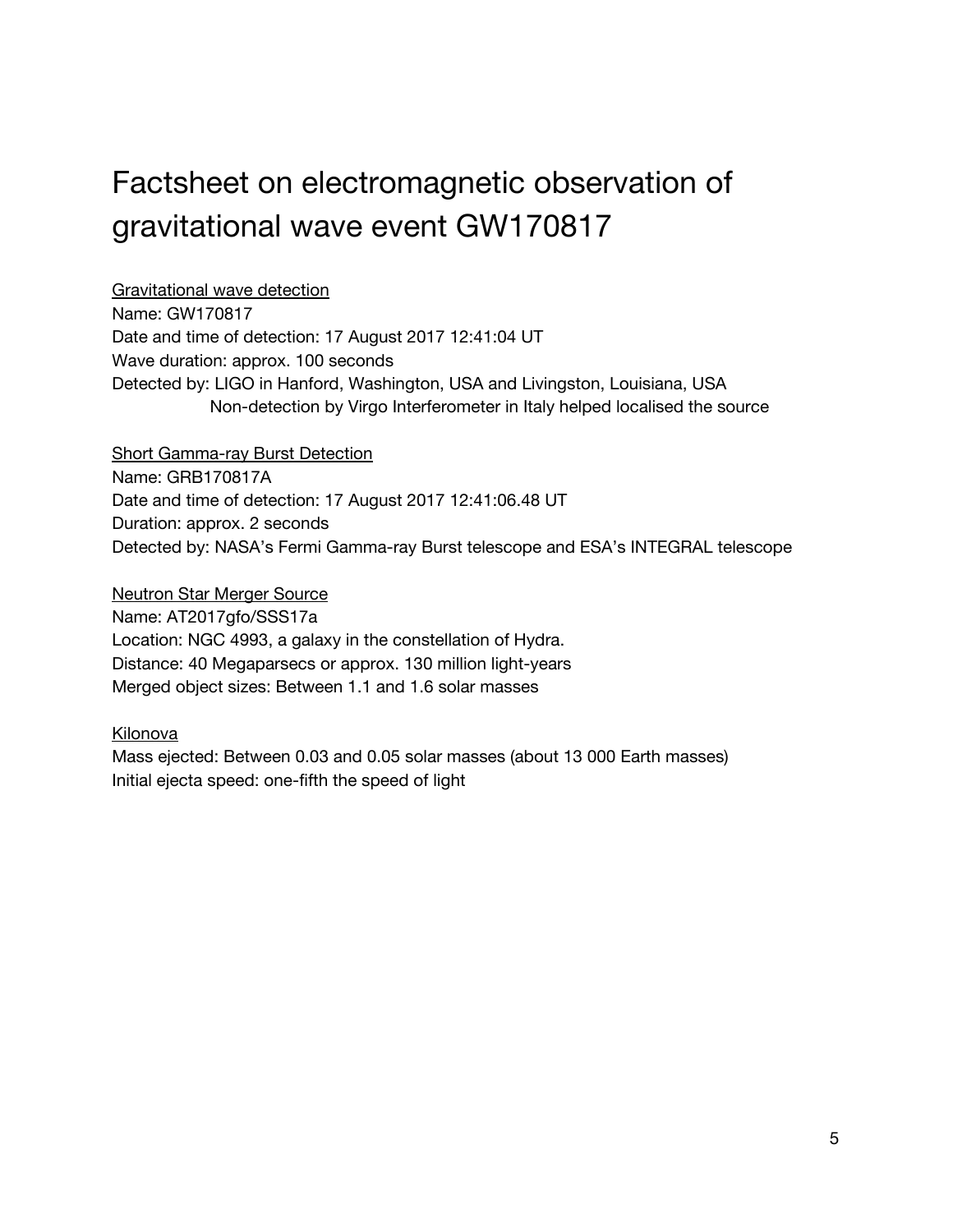# Factsheet on electromagnetic observation of gravitational wave event GW170817

<u>Gravitational wave detection</u>
Name: GW170817
Date and time of detection: 17 August 2017 12:41:04 UT
Wave duration: approx. 100 seconds
Detected by: LIGO in Hanford, Washington, USA and Livingston, Louisiana, USA
Non-detection by Virgo Interferometer in Italy helped localised the source

<u>Short Gamma-ray Burst Detection</u>
Name: GRB170817A
Date and time of detection: 17 August 2017 12:41:06.48 UT
Duration: approx. 2 seconds
Detected by: NASA's Fermi Gamma-ray Burst telescope and ESA's INTEGRAL telescope

<u>Neutron Star Merger Source</u>
Name: AT2017gfo/SSS17a
Location: NGC 4993, a galaxy in the constellation of Hydra.
Distance: 40 Megaparsecs or approx. 130 million light-years
Merged object sizes: Between 1.1 and 1.6 solar masses

<u>Kilonova</u>
Mass ejected: Between 0.03 and 0.05 solar masses (about 13 000 Earth masses)
Initial ejecta speed: one-fifth the speed of light